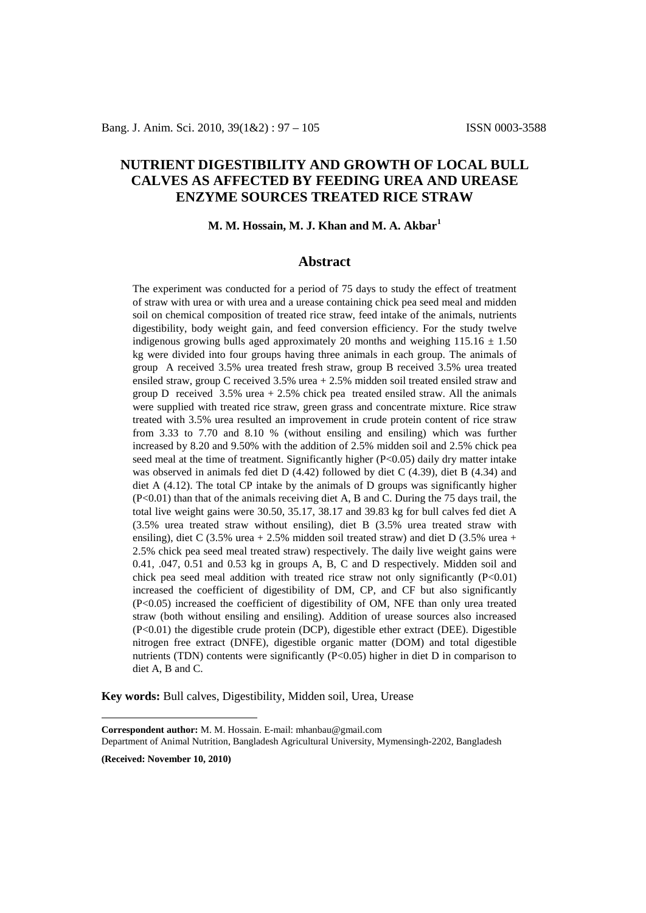# NUTRIENT DIGESTIBILITY AND GROWTH OF LOCAL BULL CALVES AS AFFECTED BY FEEDING UREA AND UREASE ENZYME SOURCES TREATED RICE STRAW

**M. M. Hossain, M. J. Khan and M. A. Akbar[1]**

## Abstract

The experiment was conducted for a period of 75 days to study the effect of treatment of straw with urea or with urea and a urease containing chick pea seed meal and midden soil on chemical composition of treated rice straw, feed intake of the animals, nutrients digestibility, body weight gain, and feed conversion efficiency. For the study twelve indigenous growing bulls aged approximately 20 months and weighing $115.16 \pm 1.50$ kg were divided into four groups having three animals in each group. The animals of group A received 3.5% urea treated fresh straw, group B received 3.5% urea treated ensiled straw, group C received 3.5% urea + 2.5% midden soil treated ensiled straw and group D received 3.5% urea + 2.5% chick pea treated ensiled straw. All the animals were supplied with treated rice straw, green grass and concentrate mixture. Rice straw treated with 3.5% urea resulted an improvement in crude protein content of rice straw from 3.33 to 7.70 and 8.10 % (without ensiling and ensiling) which was further increased by 8.20 and 9.50% with the addition of 2.5% midden soil and 2.5% chick pea seed meal at the time of treatment. Significantly higher ($P<0.05$) daily dry matter intake was observed in animals fed diet D (4.42) followed by diet C (4.39), diet B (4.34) and diet A (4.12). The total CP intake by the animals of D groups was significantly higher ($P<0.01$) than that of the animals receiving diet A, B and C. During the 75 days trail, the total live weight gains were 30.50, 35.17, 38.17 and 39.83 kg for bull calves fed diet A (3.5% urea treated straw without ensiling), diet B (3.5% urea treated straw with ensiling), diet C (3.5% urea + 2.5% midden soil treated straw) and diet D (3.5% urea + 2.5% chick pea seed meal treated straw) respectively. The daily live weight gains were 0.41, .047, 0.51 and 0.53 kg in groups A, B, C and D respectively. Midden soil and chick pea seed meal addition with treated rice straw not only significantly ($P<0.01$) increased the coefficient of digestibility of DM, CP, and CF but also significantly ($P<0.05$) increased the coefficient of digestibility of OM, NFE than only urea treated straw (both without ensiling and ensiling). Addition of urease sources also increased ($P<0.01$) the digestible crude protein (DCP), digestible ether extract (DEE). Digestible nitrogen free extract (DNFE), digestible organic matter (DOM) and total digestible nutrients (TDN) contents were significantly ($P<0.05$) higher in diet D in comparison to diet A, B and C.

**Key words:** Bull calves, Digestibility, Midden soil, Urea, Urease

---

**Correspondent author:** M. M. Hossain. E-mail: mhanbau@gmail.com

Department of Animal Nutrition, Bangladesh Agricultural University, Mymensingh-2202, Bangladesh

**(Received: November 10, 2010)**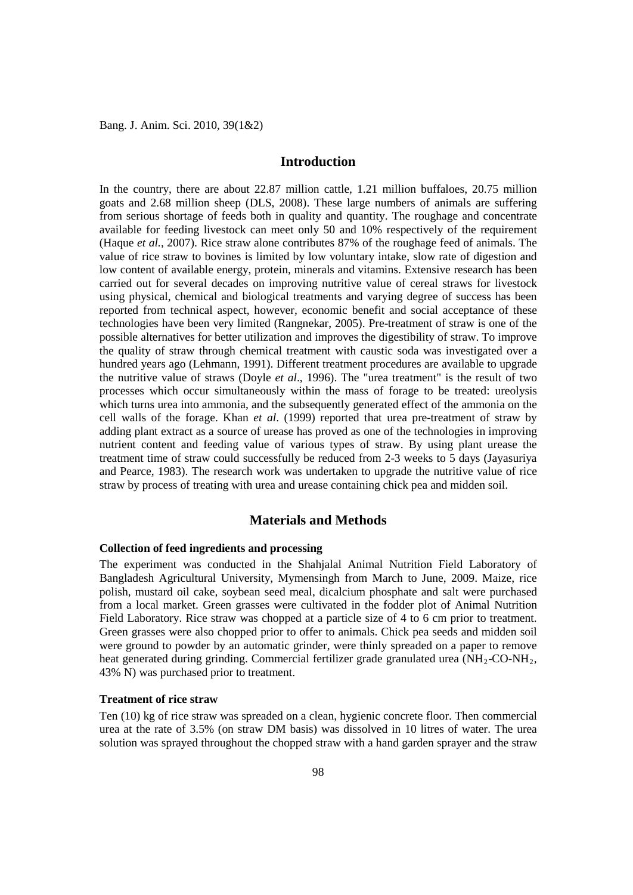## Introduction

In the country, there are about 22.87 million cattle, 1.21 million buffaloes, 20.75 million goats and 2.68 million sheep (DLS, 2008). These large numbers of animals are suffering from serious shortage of feeds both in quality and quantity. The roughage and concentrate available for feeding livestock can meet only 50 and 10% respectively of the requirement (Haque *et al.*, 2007). Rice straw alone contributes 87% of the roughage feed of animals. The value of rice straw to bovines is limited by low voluntary intake, slow rate of digestion and low content of available energy, protein, minerals and vitamins. Extensive research has been carried out for several decades on improving nutritive value of cereal straws for livestock using physical, chemical and biological treatments and varying degree of success has been reported from technical aspect, however, economic benefit and social acceptance of these technologies have been very limited (Rangnekar, 2005). Pre-treatment of straw is one of the possible alternatives for better utilization and improves the digestibility of straw. To improve the quality of straw through chemical treatment with caustic soda was investigated over a hundred years ago (Lehmann, 1991). Different treatment procedures are available to upgrade the nutritive value of straws (Doyle *et al*., 1996). The "urea treatment" is the result of two processes which occur simultaneously within the mass of forage to be treated: ureolysis which turns urea into ammonia, and the subsequently generated effect of the ammonia on the cell walls of the forage. Khan *et al*. (1999) reported that urea pre-treatment of straw by adding plant extract as a source of urease has proved as one of the technologies in improving nutrient content and feeding value of various types of straw. By using plant urease the treatment time of straw could successfully be reduced from 2-3 weeks to 5 days (Jayasuriya and Pearce, 1983). The research work was undertaken to upgrade the nutritive value of rice straw by process of treating with urea and urease containing chick pea and midden soil.

## Materials and Methods

### Collection of feed ingredients and processing

The experiment was conducted in the Shahjalal Animal Nutrition Field Laboratory of Bangladesh Agricultural University, Mymensingh from March to June, 2009. Maize, rice polish, mustard oil cake, soybean seed meal, dicalcium phosphate and salt were purchased from a local market. Green grasses were cultivated in the fodder plot of Animal Nutrition Field Laboratory. Rice straw was chopped at a particle size of 4 to 6 cm prior to treatment. Green grasses were also chopped prior to offer to animals. Chick pea seeds and midden soil were ground to powder by an automatic grinder, were thinly spreaded on a paper to remove heat generated during grinding. Commercial fertilizer grade granulated urea ($NH_2$-CO-$NH_2$, 43% N) was purchased prior to treatment.

### Treatment of rice straw

Ten (10) kg of rice straw was spreaded on a clean, hygienic concrete floor. Then commercial urea at the rate of 3.5% (on straw DM basis) was dissolved in 10 litres of water. The urea solution was sprayed throughout the chopped straw with a hand garden sprayer and the straw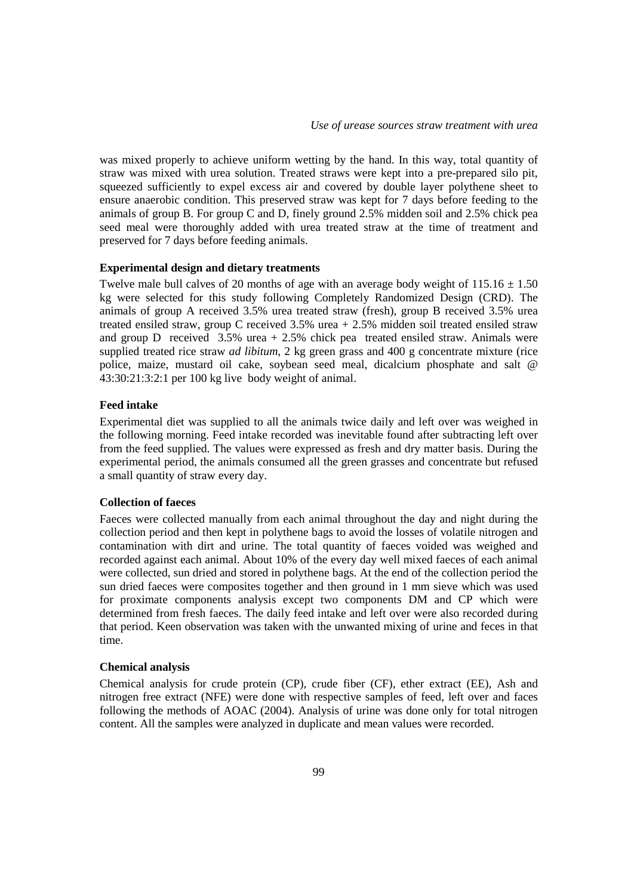was mixed properly to achieve uniform wetting by the hand. In this way, total quantity of straw was mixed with urea solution. Treated straws were kept into a pre-prepared silo pit, squeezed sufficiently to expel excess air and covered by double layer polythene sheet to ensure anaerobic condition. This preserved straw was kept for 7 days before feeding to the animals of group B. For group C and D, finely ground 2.5% midden soil and 2.5% chick pea seed meal were thoroughly added with urea treated straw at the time of treatment and preserved for 7 days before feeding animals.

### Experimental design and dietary treatments

Twelve male bull calves of 20 months of age with an average body weight of $115.16 \pm 1.50$ kg were selected for this study following Completely Randomized Design (CRD). The animals of group A received 3.5% urea treated straw (fresh), group B received 3.5% urea treated ensiled straw, group C received 3.5% urea + 2.5% midden soil treated ensiled straw and group D received 3.5% urea + 2.5% chick pea treated ensiled straw. Animals were supplied treated rice straw *ad libitum*, 2 kg green grass and 400 g concentrate mixture (rice police, maize, mustard oil cake, soybean seed meal, dicalcium phosphate and salt @ 43:30:21:3:2:1 per 100 kg live body weight of animal.

### Feed intake

Experimental diet was supplied to all the animals twice daily and left over was weighed in the following morning. Feed intake recorded was inevitable found after subtracting left over from the feed supplied. The values were expressed as fresh and dry matter basis. During the experimental period, the animals consumed all the green grasses and concentrate but refused a small quantity of straw every day.

### Collection of faeces

Faeces were collected manually from each animal throughout the day and night during the collection period and then kept in polythene bags to avoid the losses of volatile nitrogen and contamination with dirt and urine. The total quantity of faeces voided was weighed and recorded against each animal. About 10% of the every day well mixed faeces of each animal were collected, sun dried and stored in polythene bags. At the end of the collection period the sun dried faeces were composites together and then ground in 1 mm sieve which was used for proximate components analysis except two components DM and CP which were determined from fresh faeces. The daily feed intake and left over were also recorded during that period. Keen observation was taken with the unwanted mixing of urine and feces in that time.

### Chemical analysis

Chemical analysis for crude protein (CP), crude fiber (CF), ether extract (EE), Ash and nitrogen free extract (NFE) were done with respective samples of feed, left over and faces following the methods of AOAC (2004). Analysis of urine was done only for total nitrogen content. All the samples were analyzed in duplicate and mean values were recorded.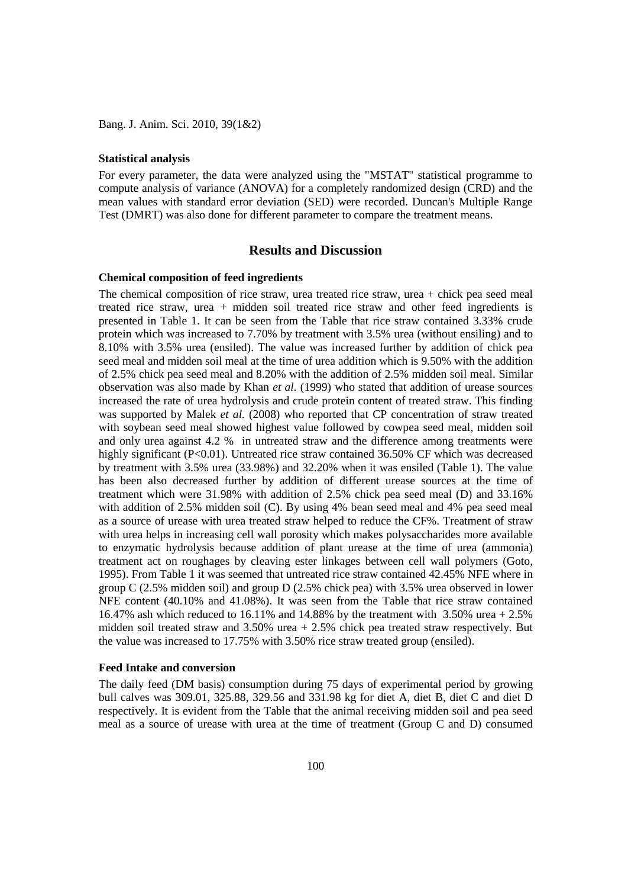#### Statistical analysis

For every parameter, the data were analyzed using the "MSTAT" statistical programme to compute analysis of variance (ANOVA) for a completely randomized design (CRD) and the mean values with standard error deviation (SED) were recorded. Duncan's Multiple Range Test (DMRT) was also done for different parameter to compare the treatment means.

## Results and Discussion

#### Chemical composition of feed ingredients

The chemical composition of rice straw, urea treated rice straw, urea + chick pea seed meal treated rice straw, urea + midden soil treated rice straw and other feed ingredients is presented in Table 1. It can be seen from the Table that rice straw contained 3.33% crude protein which was increased to 7.70% by treatment with 3.5% urea (without ensiling) and to 8.10% with 3.5% urea (ensiled). The value was increased further by addition of chick pea seed meal and midden soil meal at the time of urea addition which is 9.50% with the addition of 2.5% chick pea seed meal and 8.20% with the addition of 2.5% midden soil meal. Similar observation was also made by Khan *et al.* (1999) who stated that addition of urease sources increased the rate of urea hydrolysis and crude protein content of treated straw. This finding was supported by Malek *et al.* (2008) who reported that CP concentration of straw treated with soybean seed meal showed highest value followed by cowpea seed meal, midden soil and only urea against 4.2 % in untreated straw and the difference among treatments were highly significant ($P<0.01$). Untreated rice straw contained 36.50% CF which was decreased by treatment with 3.5% urea (33.98%) and 32.20% when it was ensiled (Table 1). The value has been also decreased further by addition of different urease sources at the time of treatment which were 31.98% with addition of 2.5% chick pea seed meal (D) and 33.16% with addition of 2.5% midden soil (C). By using 4% bean seed meal and 4% pea seed meal as a source of urease with urea treated straw helped to reduce the CF%. Treatment of straw with urea helps in increasing cell wall porosity which makes polysaccharides more available to enzymatic hydrolysis because addition of plant urease at the time of urea (ammonia) treatment act on roughages by cleaving ester linkages between cell wall polymers (Goto, 1995). From Table 1 it was seemed that untreated rice straw contained 42.45% NFE where in group C (2.5% midden soil) and group D (2.5% chick pea) with 3.5% urea observed in lower NFE content (40.10% and 41.08%). It was seen from the Table that rice straw contained 16.47% ash which reduced to 16.11% and 14.88% by the treatment with 3.50% urea + 2.5% midden soil treated straw and 3.50% urea + 2.5% chick pea treated straw respectively. But the value was increased to 17.75% with 3.50% rice straw treated group (ensiled).

#### Feed Intake and conversion

The daily feed (DM basis) consumption during 75 days of experimental period by growing bull calves was 309.01, 325.88, 329.56 and 331.98 kg for diet A, diet B, diet C and diet D respectively. It is evident from the Table that the animal receiving midden soil and pea seed meal as a source of urease with urea at the time of treatment (Group C and D) consumed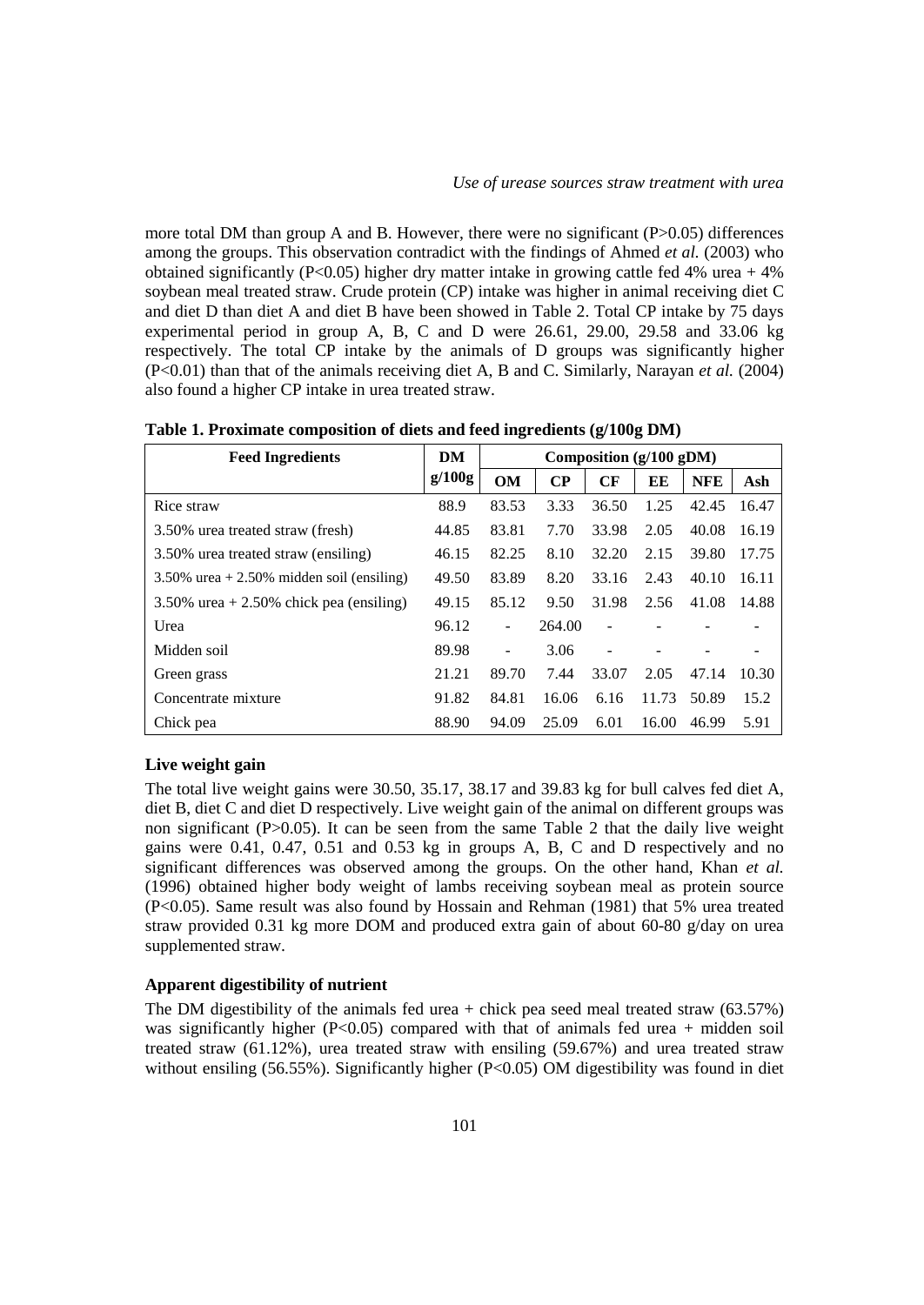more total DM than group A and B. However, there were no significant (P>0.05) differences among the groups. This observation contradict with the findings of Ahmed *et al.* (2003) who obtained significantly (P<0.05) higher dry matter intake in growing cattle fed 4% urea + 4% soybean meal treated straw. Crude protein (CP) intake was higher in animal receiving diet C and diet D than diet A and diet B have been showed in Table 2. Total CP intake by 75 days experimental period in group A, B, C and D were 26.61, 29.00, 29.58 and 33.06 kg respectively. The total CP intake by the animals of D groups was significantly higher (P<0.01) than that of the animals receiving diet A, B and C. Similarly, Narayan *et al.* (2004) also found a higher CP intake in urea treated straw.

**Table 1. Proximate composition of diets and feed ingredients (g/100g DM)**

| Feed Ingredients | DM g/100g | Composition (g/100 gDM) | | | | | |
|---|---|---|---|---|---|---|---|
| | | OM | CP | CF | EE | NFE | Ash |
| Rice straw | 88.9 | 83.53 | 3.33 | 36.50 | 1.25 | 42.45 | 16.47 |
| 3.50% urea treated straw (fresh) | 44.85 | 83.81 | 7.70 | 33.98 | 2.05 | 40.08 | 16.19 |
| 3.50% urea treated straw (ensiling) | 46.15 | 82.25 | 8.10 | 32.20 | 2.15 | 39.80 | 17.75 |
| 3.50% urea + 2.50% midden soil (ensiling) | 49.50 | 83.89 | 8.20 | 33.16 | 2.43 | 40.10 | 16.11 |
| 3.50% urea + 2.50% chick pea (ensiling) | 49.15 | 85.12 | 9.50 | 31.98 | 2.56 | 41.08 | 14.88 |
| Urea | 96.12 | - | 264.00 | - | - | - | - |
| Midden soil | 89.98 | - | 3.06 | - | - | - | - |
| Green grass | 21.21 | 89.70 | 7.44 | 33.07 | 2.05 | 47.14 | 10.30 |
| Concentrate mixture | 91.82 | 84.81 | 16.06 | 6.16 | 11.73 | 50.89 | 15.2 |
| Chick pea | 88.90 | 94.09 | 25.09 | 6.01 | 16.00 | 46.99 | 5.91 |

### Live weight gain

The total live weight gains were 30.50, 35.17, 38.17 and 39.83 kg for bull calves fed diet A, diet B, diet C and diet D respectively. Live weight gain of the animal on different groups was non significant (P>0.05). It can be seen from the same Table 2 that the daily live weight gains were 0.41, 0.47, 0.51 and 0.53 kg in groups A, B, C and D respectively and no significant differences was observed among the groups. On the other hand, Khan *et al.* (1996) obtained higher body weight of lambs receiving soybean meal as protein source (P<0.05). Same result was also found by Hossain and Rehman (1981) that 5% urea treated straw provided 0.31 kg more DOM and produced extra gain of about 60-80 g/day on urea supplemented straw.

### Apparent digestibility of nutrient

The DM digestibility of the animals fed urea + chick pea seed meal treated straw (63.57%) was significantly higher (P<0.05) compared with that of animals fed urea + midden soil treated straw (61.12%), urea treated straw with ensiling (59.67%) and urea treated straw without ensiling (56.55%). Significantly higher (P<0.05) OM digestibility was found in diet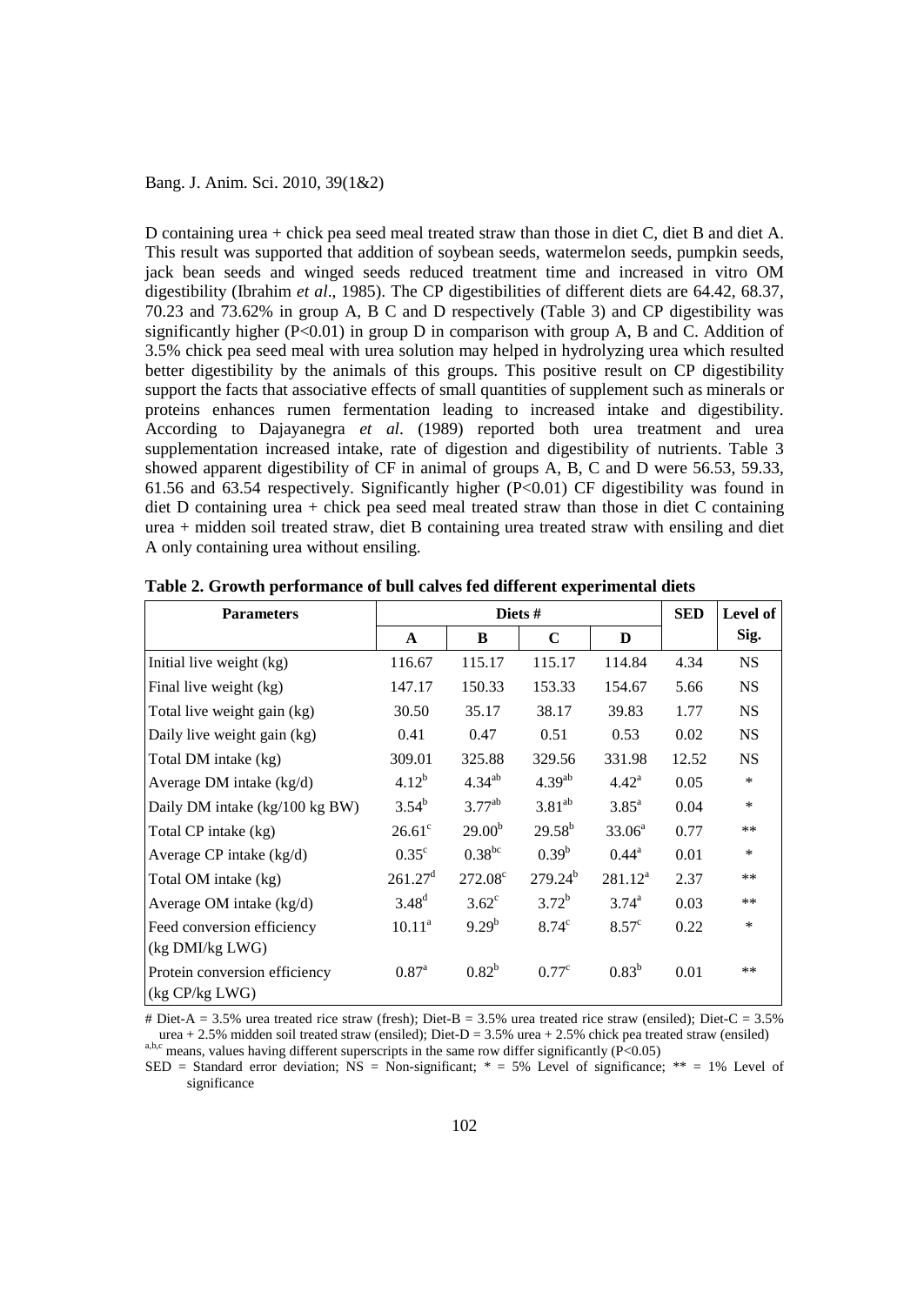D containing urea + chick pea seed meal treated straw than those in diet C, diet B and diet A. This result was supported that addition of soybean seeds, watermelon seeds, pumpkin seeds, jack bean seeds and winged seeds reduced treatment time and increased in vitro OM digestibility (Ibrahim *et al*., 1985). The CP digestibilities of different diets are 64.42, 68.37, 70.23 and 73.62% in group A, B C and D respectively (Table 3) and CP digestibility was significantly higher (P<0.01) in group D in comparison with group A, B and C. Addition of 3.5% chick pea seed meal with urea solution may helped in hydrolyzing urea which resulted better digestibility by the animals of this groups. This positive result on CP digestibility support the facts that associative effects of small quantities of supplement such as minerals or proteins enhances rumen fermentation leading to increased intake and digestibility. According to Dajayanegra *et al*. (1989) reported both urea treatment and urea supplementation increased intake, rate of digestion and digestibility of nutrients. Table 3 showed apparent digestibility of CF in animal of groups A, B, C and D were 56.53, 59.33, 61.56 and 63.54 respectively. Significantly higher (P<0.01) CF digestibility was found in diet D containing urea + chick pea seed meal treated straw than those in diet C containing urea + midden soil treated straw, diet B containing urea treated straw with ensiling and diet A only containing urea without ensiling.

**Table 2. Growth performance of bull calves fed different experimental diets**

| Parameters | Diets # | | | | SED | Level of Sig. |
|---|---|---|---|---|---|---|
| | A | B | C | D | | |
| Initial live weight (kg) | 116.67 | 115.17 | 115.17 | 114.84 | 4.34 | NS |
| Final live weight (kg) | 147.17 | 150.33 | 153.33 | 154.67 | 5.66 | NS |
| Total live weight gain (kg) | 30.50 | 35.17 | 38.17 | 39.83 | 1.77 | NS |
| Daily live weight gain (kg) | 0.41 | 0.47 | 0.51 | 0.53 | 0.02 | NS |
| Total DM intake (kg) | 309.01 | 325.88 | 329.56 | 331.98 | 12.52 | NS |
| Average DM intake (kg/d) | $4.12^{b}$ | $4.34^{ab}$ | $4.39^{ab}$ | $4.42^{a}$ | 0.05 | * |
| Daily DM intake (kg/100 kg BW) | $3.54^{b}$ | $3.77^{ab}$ | $3.81^{ab}$ | $3.85^{a}$ | 0.04 | * |
| Total CP intake (kg) | $26.61^{c}$ | $29.00^{b}$ | $29.58^{b}$ | $33.06^{a}$ | 0.77 | ** |
| Average CP intake (kg/d) | $0.35^{c}$ | $0.38^{bc}$ | $0.39^{b}$ | $0.44^{a}$ | 0.01 | * |
| Total OM intake (kg) | $261.27^{d}$ | $272.08^{c}$ | $279.24^{b}$ | $281.12^{a}$ | 2.37 | ** |
| Average OM intake (kg/d) | $3.48^{d}$ | $3.62^{c}$ | $3.72^{b}$ | $3.74^{a}$ | 0.03 | ** |
| Feed conversion efficiency (kg DMI/kg LWG) | $10.11^{a}$ | $9.29^{b}$ | $8.74^{c}$ | $8.57^{c}$ | 0.22 | * |
| Protein conversion efficiency (kg CP/kg LWG) | $0.87^{a}$ | $0.82^{b}$ | $0.77^{c}$ | $0.83^{b}$ | 0.01 | ** |

# Diet-A = 3.5% urea treated rice straw (fresh); Diet-B = 3.5% urea treated rice straw (ensiled); Diet-C = 3.5% urea + 2.5% midden soil treated straw (ensiled); Diet-D = 3.5% urea + 2.5% chick pea treated straw (ensiled)

a,b,c means, values having different superscripts in the same row differ significantly (P<0.05)

SED = Standard error deviation; NS = Non-significant; * = 5% Level of significance; ** = 1% Level of significance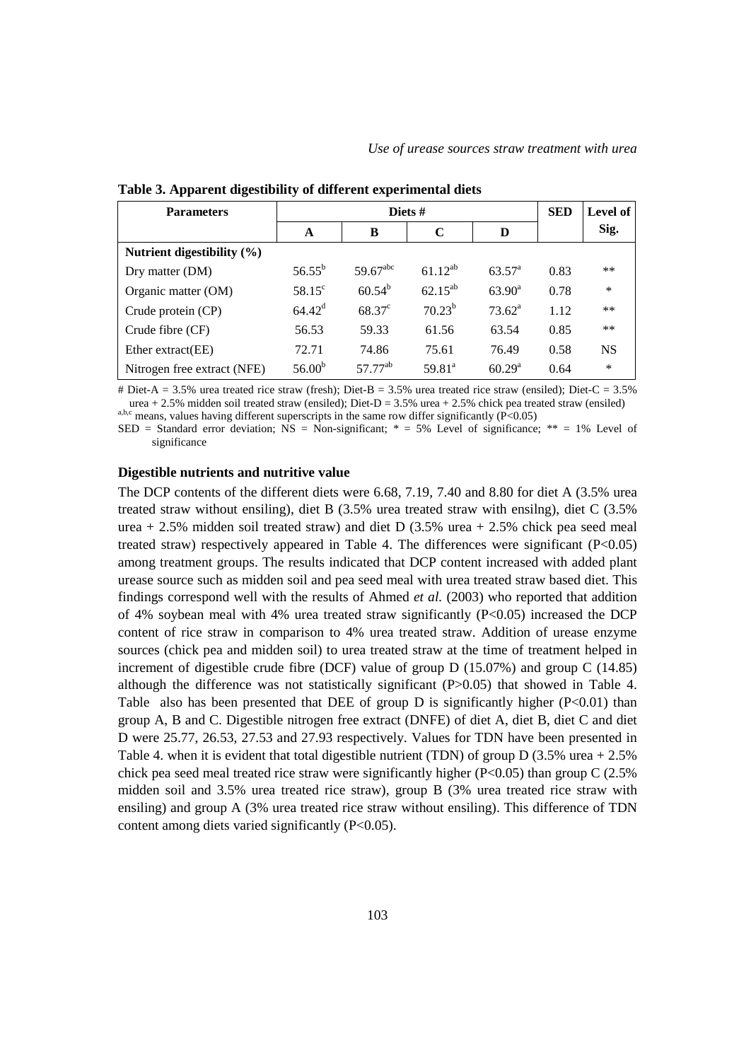**Table 3. Apparent digestibility of different experimental diets**

| Parameters | Diets # | | | | SED | Level of Sig. |
|---|---|---|---|---|---|---|
| | A | B | C | D | | |
| **Nutrient digestibility (%)** | | | | | | |
| Dry matter (DM) | $56.55^{b}$ | $59.67^{abc}$ | $61.12^{ab}$ | $63.57^{a}$ | 0.83 | ** |
| Organic matter (OM) | $58.15^{c}$ | $60.54^{b}$ | $62.15^{ab}$ | $63.90^{a}$ | 0.78 | * |
| Crude protein (CP) | $64.42^{d}$ | $68.37^{c}$ | $70.23^{b}$ | $73.62^{a}$ | 1.12 | ** |
| Crude fibre (CF) | 56.53 | 59.33 | 61.56 | 63.54 | 0.85 | ** |
| Ether extract(EE) | 72.71 | 74.86 | 75.61 | 76.49 | 0.58 | NS |
| Nitrogen free extract (NFE) | $56.00^{b}$ | $57.77^{ab}$ | $59.81^{a}$ | $60.29^{a}$ | 0.64 | * |

# Diet-A = 3.5% urea treated rice straw (fresh); Diet-B = 3.5% urea treated rice straw (ensiled); Diet-C = 3.5% urea + 2.5% midden soil treated straw (ensiled); Diet-D = 3.5% urea + 2.5% chick pea treated straw (ensiled)

[a,b,c] means, values having different superscripts in the same row differ significantly ($P<0.05$)

SED = Standard error deviation; NS = Non-significant; * = 5% Level of significance; ** = 1% Level of significance

### Digestible nutrients and nutritive value

The DCP contents of the different diets were 6.68, 7.19, 7.40 and 8.80 for diet A (3.5% urea treated straw without ensiling), diet B (3.5% urea treated straw with ensilng), diet C (3.5% urea + 2.5% midden soil treated straw) and diet D (3.5% urea + 2.5% chick pea seed meal treated straw) respectively appeared in Table 4. The differences were significant ($P<0.05$) among treatment groups. The results indicated that DCP content increased with added plant urease source such as midden soil and pea seed meal with urea treated straw based diet. This findings correspond well with the results of Ahmed *et al.* (2003) who reported that addition of 4% soybean meal with 4% urea treated straw significantly ($P<0.05$) increased the DCP content of rice straw in comparison to 4% urea treated straw. Addition of urease enzyme sources (chick pea and midden soil) to urea treated straw at the time of treatment helped in increment of digestible crude fibre (DCF) value of group D (15.07%) and group C (14.85) although the difference was not statistically significant ($P>0.05$) that showed in Table 4. Table also has been presented that DEE of group D is significantly higher ($P<0.01$) than group A, B and C. Digestible nitrogen free extract (DNFE) of diet A, diet B, diet C and diet D were 25.77, 26.53, 27.53 and 27.93 respectively. Values for TDN have been presented in Table 4. when it is evident that total digestible nutrient (TDN) of group D (3.5% urea + 2.5% chick pea seed meal treated rice straw were significantly higher ($P<0.05$) than group C (2.5% midden soil and 3.5% urea treated rice straw), group B (3% urea treated rice straw with ensiling) and group A (3% urea treated rice straw without ensiling). This difference of TDN content among diets varied significantly ($P<0.05$).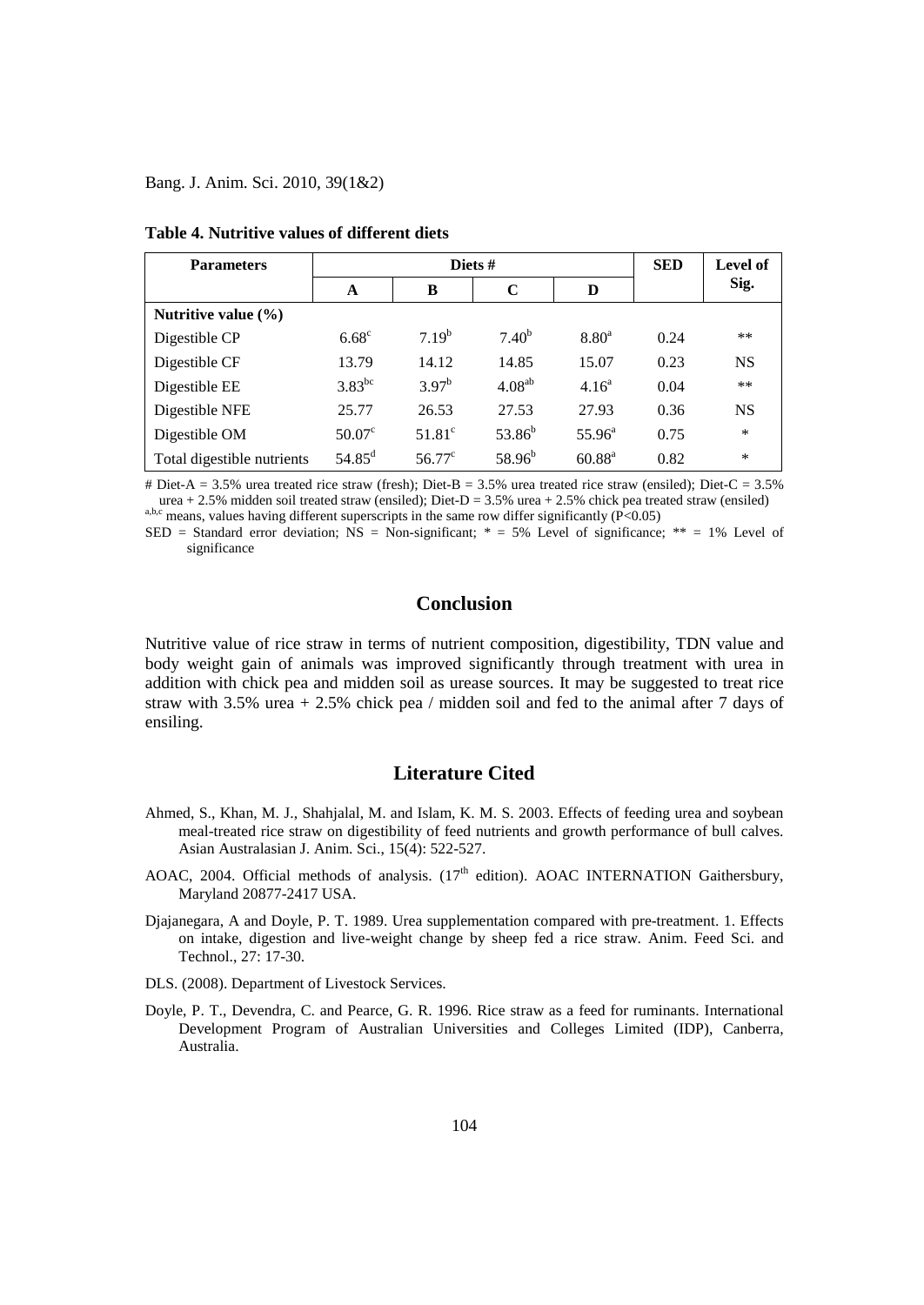**Table 4. Nutritive values of different diets**

| Parameters | Diets # | | | | SED | Level of Sig. |
|---|---|---|---|---|---|---|
| | A | B | C | D | | |
| **Nutritive value (%)** | | | | | | |
| Digestible CP | $6.68^{c}$ | $7.19^{b}$ | $7.40^{b}$ | $8.80^{a}$ | 0.24 | ** |
| Digestible CF | 13.79 | 14.12 | 14.85 | 15.07 | 0.23 | NS |
| Digestible EE | $3.83^{bc}$ | $3.97^{b}$ | $4.08^{ab}$ | $4.16^{a}$ | 0.04 | ** |
| Digestible NFE | 25.77 | 26.53 | 27.53 | 27.93 | 0.36 | NS |
| Digestible OM | $50.07^{c}$ | $51.81^{c}$ | $53.86^{b}$ | $55.96^{a}$ | 0.75 | * |
| Total digestible nutrients | $54.85^{d}$ | $56.77^{c}$ | $58.96^{b}$ | $60.88^{a}$ | 0.82 | * |

# Diet-A = 3.5% urea treated rice straw (fresh); Diet-B = 3.5% urea treated rice straw (ensiled); Diet-C = 3.5% urea + 2.5% midden soil treated straw (ensiled); Diet-D = 3.5% urea + 2.5% chick pea treated straw (ensiled)

[a,b,c] means, values having different superscripts in the same row differ significantly ($P<0.05$)

SED = Standard error deviation; NS = Non-significant; * = 5% Level of significance; ** = 1% Level of significance

## Conclusion

Nutritive value of rice straw in terms of nutrient composition, digestibility, TDN value and body weight gain of animals was improved significantly through treatment with urea in addition with chick pea and midden soil as urease sources. It may be suggested to treat rice straw with 3.5% urea + 2.5% chick pea / midden soil and fed to the animal after 7 days of ensiling.

## Literature Cited

Ahmed, S., Khan, M. J., Shahjalal, M. and Islam, K. M. S. 2003. Effects of feeding urea and soybean meal-treated rice straw on digestibility of feed nutrients and growth performance of bull calves. Asian Australasian J. Anim. Sci., 15(4): 522-527.

AOAC, 2004. Official methods of analysis. (17th edition). AOAC INTERNATION Gaithersbury, Maryland 20877-2417 USA.

Djajanegara, A and Doyle, P. T. 1989. Urea supplementation compared with pre-treatment. 1. Effects on intake, digestion and live-weight change by sheep fed a rice straw. Anim. Feed Sci. and Technol., 27: 17-30.

DLS. (2008). Department of Livestock Services.

Doyle, P. T., Devendra, C. and Pearce, G. R. 1996. Rice straw as a feed for ruminants. International Development Program of Australian Universities and Colleges Limited (IDP), Canberra, Australia.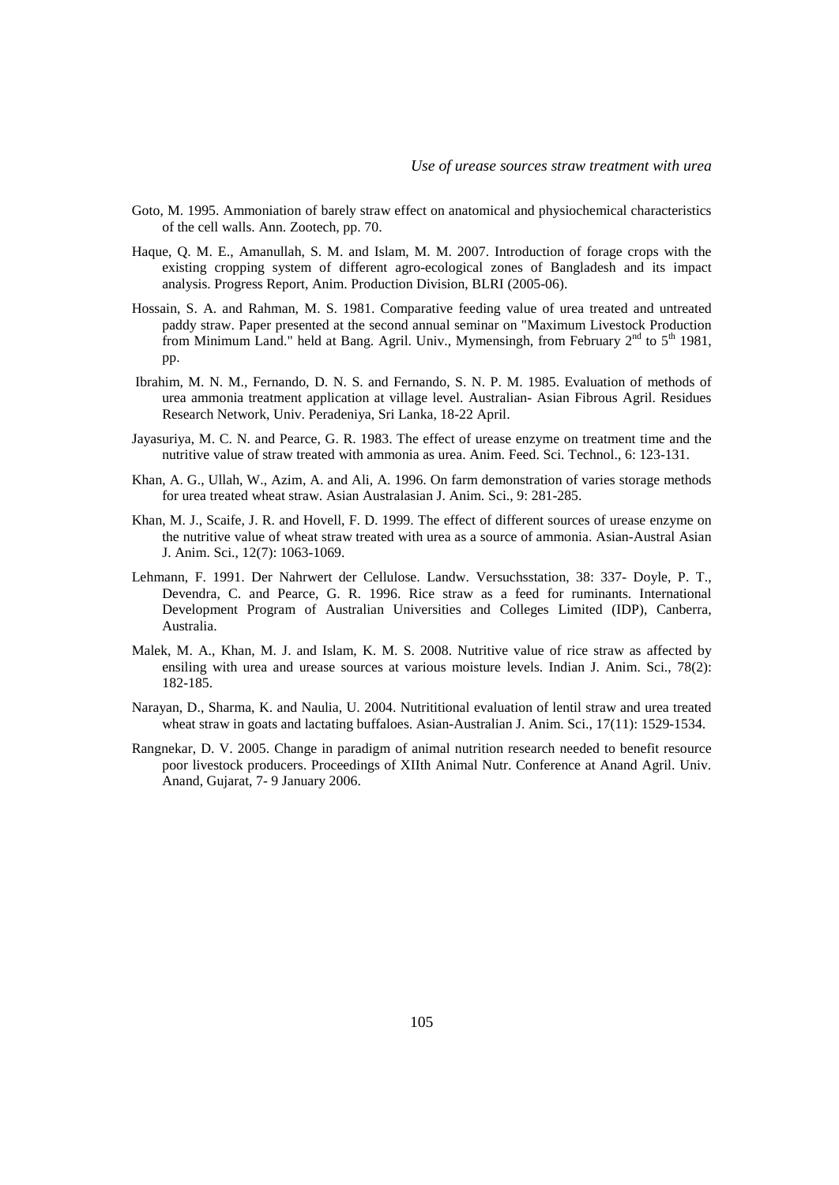Goto, M. 1995. Ammoniation of barely straw effect on anatomical and physiochemical characteristics of the cell walls. Ann. Zootech, pp. 70.

Haque, Q. M. E., Amanullah, S. M. and Islam, M. M. 2007. Introduction of forage crops with the existing cropping system of different agro-ecological zones of Bangladesh and its impact analysis. Progress Report, Anim. Production Division, BLRI (2005-06).

Hossain, S. A. and Rahman, M. S. 1981. Comparative feeding value of urea treated and untreated paddy straw. Paper presented at the second annual seminar on "Maximum Livestock Production from Minimum Land." held at Bang. Agril. Univ., Mymensingh, from February 2nd to 5th 1981, pp.

Ibrahim, M. N. M., Fernando, D. N. S. and Fernando, S. N. P. M. 1985. Evaluation of methods of urea ammonia treatment application at village level. Australian- Asian Fibrous Agril. Residues Research Network, Univ. Peradeniya, Sri Lanka, 18-22 April.

Jayasuriya, M. C. N. and Pearce, G. R. 1983. The effect of urease enzyme on treatment time and the nutritive value of straw treated with ammonia as urea. Anim. Feed. Sci. Technol., 6: 123-131.

Khan, A. G., Ullah, W., Azim, A. and Ali, A. 1996. On farm demonstration of varies storage methods for urea treated wheat straw. Asian Australasian J. Anim. Sci., 9: 281-285.

Khan, M. J., Scaife, J. R. and Hovell, F. D. 1999. The effect of different sources of urease enzyme on the nutritive value of wheat straw treated with urea as a source of ammonia. Asian-Austral Asian J. Anim. Sci., 12(7): 1063-1069.

Lehmann, F. 1991. Der Nahrwert der Cellulose. Landw. Versuchsstation, 38: 337- Doyle, P. T., Devendra, C. and Pearce, G. R. 1996. Rice straw as a feed for ruminants. International Development Program of Australian Universities and Colleges Limited (IDP), Canberra, Australia.

Malek, M. A., Khan, M. J. and Islam, K. M. S. 2008. Nutritive value of rice straw as affected by ensiling with urea and urease sources at various moisture levels. Indian J. Anim. Sci., 78(2): 182-185.

Narayan, D., Sharma, K. and Naulia, U. 2004. Nutrititional evaluation of lentil straw and urea treated wheat straw in goats and lactating buffaloes. Asian-Australian J. Anim. Sci., 17(11): 1529-1534.

Rangnekar, D. V. 2005. Change in paradigm of animal nutrition research needed to benefit resource poor livestock producers. Proceedings of XIIth Animal Nutr. Conference at Anand Agril. Univ. Anand, Gujarat, 7- 9 January 2006.